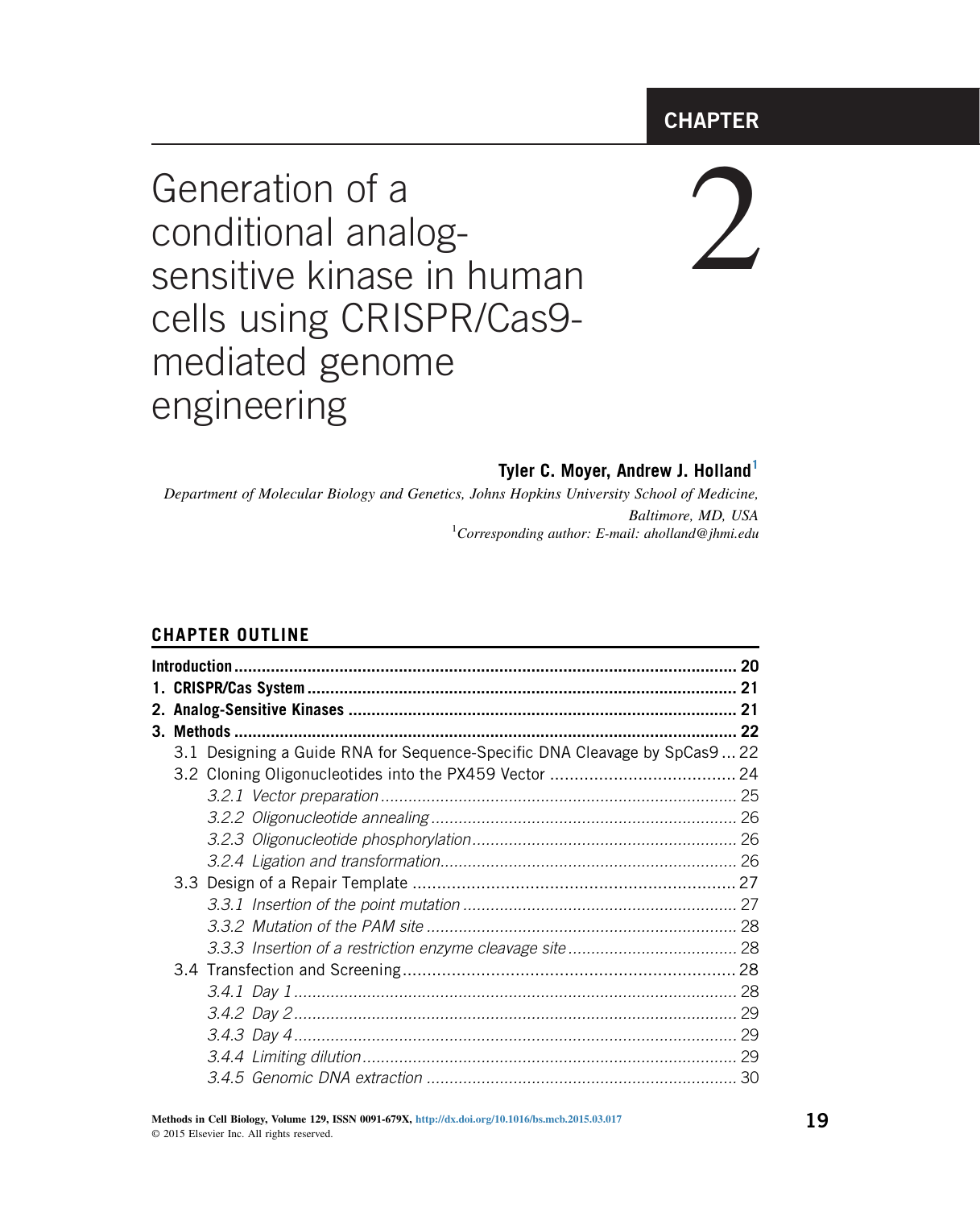CHAPTER 2

# Generation of a conditional analog-sensitive kinase in human cells using CRISPR/Cas9-mediated genome engineering

**Tyler C. Moyer, Andrew J. Holland**[1]

*Department of Molecular Biology and Genetics, Johns Hopkins University School of Medicine, Baltimore, MD, USA*

[1]*Corresponding author: E-mail: aholland@jhmi.edu*

## CHAPTER OUTLINE

**Introduction** .......... 20
**1. CRISPR/Cas System** .......... 21
**2. Analog-Sensitive Kinases** .......... 21
**3. Methods** .......... 22
- 3.1 Designing a Guide RNA for Sequence-Specific DNA Cleavage by SpCas9 .......... 22
- 3.2 Cloning Oligonucleotides into the PX459 Vector .......... 24
  - *3.2.1 Vector preparation* .......... 25
  - *3.2.2 Oligonucleotide annealing* .......... 26
  - *3.2.3 Oligonucleotide phosphorylation* .......... 26
  - *3.2.4 Ligation and transformation* .......... 26
- 3.3 Design of a Repair Template .......... 27
  - *3.3.1 Insertion of the point mutation* .......... 27
  - *3.3.2 Mutation of the PAM site* .......... 28
  - *3.3.3 Insertion of a restriction enzyme cleavage site* .......... 28
- 3.4 Transfection and Screening .......... 28
  - *3.4.1 Day 1* .......... 28
  - *3.4.2 Day 2* .......... 29
  - *3.4.3 Day 4* .......... 29
  - *3.4.4 Limiting dilution* .......... 29
  - *3.4.5 Genomic DNA extraction* .......... 30

Methods in Cell Biology, Volume 129, ISSN 0091-679X, http://dx.doi.org/10.1016/bs.mcb.2015.03.017
© 2015 Elsevier Inc. All rights reserved.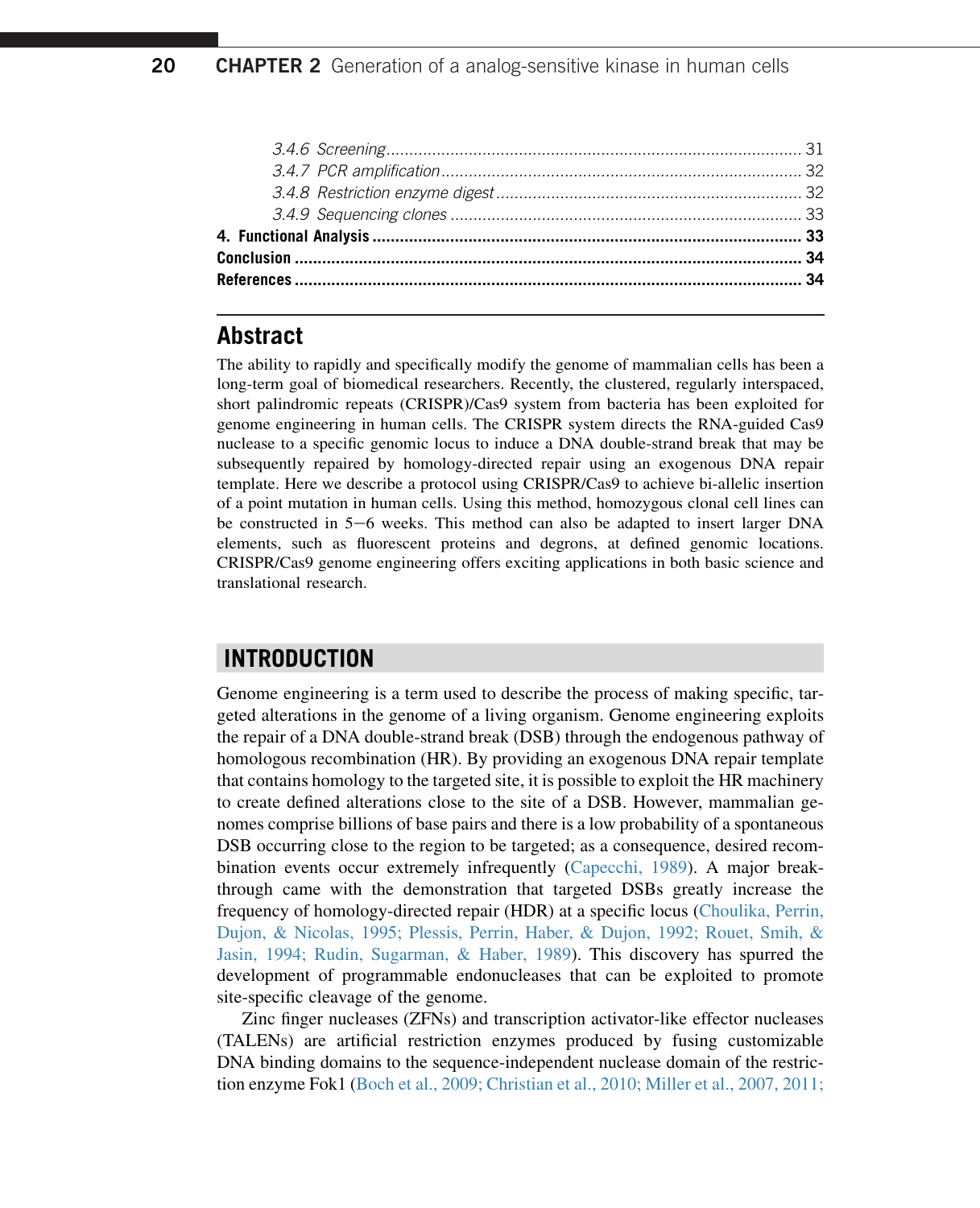3.4.6 *Screening* .......... 31
3.4.7 *PCR amplification* .......... 32
3.4.8 *Restriction enzyme digest* .......... 32
3.4.9 *Sequencing clones* .......... 33

**4. Functional Analysis** .......... **33**

**Conclusion** .......... **34**

**References** .......... **34**

## Abstract

The ability to rapidly and specifically modify the genome of mammalian cells has been a long-term goal of biomedical researchers. Recently, the clustered, regularly interspaced, short palindromic repeats (CRISPR)/Cas9 system from bacteria has been exploited for genome engineering in human cells. The CRISPR system directs the RNA-guided Cas9 nuclease to a specific genomic locus to induce a DNA double-strand break that may be subsequently repaired by homology-directed repair using an exogenous DNA repair template. Here we describe a protocol using CRISPR/Cas9 to achieve bi-allelic insertion of a point mutation in human cells. Using this method, homozygous clonal cell lines can be constructed in 5−6 weeks. This method can also be adapted to insert larger DNA elements, such as fluorescent proteins and degrons, at defined genomic locations. CRISPR/Cas9 genome engineering offers exciting applications in both basic science and translational research.

## INTRODUCTION

Genome engineering is a term used to describe the process of making specific, targeted alterations in the genome of a living organism. Genome engineering exploits the repair of a DNA double-strand break (DSB) through the endogenous pathway of homologous recombination (HR). By providing an exogenous DNA repair template that contains homology to the targeted site, it is possible to exploit the HR machinery to create defined alterations close to the site of a DSB. However, mammalian genomes comprise billions of base pairs and there is a low probability of a spontaneous DSB occurring close to the region to be targeted; as a consequence, desired recombination events occur extremely infrequently (Capecchi, 1989). A major breakthrough came with the demonstration that targeted DSBs greatly increase the frequency of homology-directed repair (HDR) at a specific locus (Choulika, Perrin, Dujon, & Nicolas, 1995; Plessis, Perrin, Haber, & Dujon, 1992; Rouet, Smih, & Jasin, 1994; Rudin, Sugarman, & Haber, 1989). This discovery has spurred the development of programmable endonucleases that can be exploited to promote site-specific cleavage of the genome.

Zinc finger nucleases (ZFNs) and transcription activator-like effector nucleases (TALENs) are artificial restriction enzymes produced by fusing customizable DNA binding domains to the sequence-independent nuclease domain of the restriction enzyme Fok1 (Boch et al., 2009; Christian et al., 2010; Miller et al., 2007, 2011;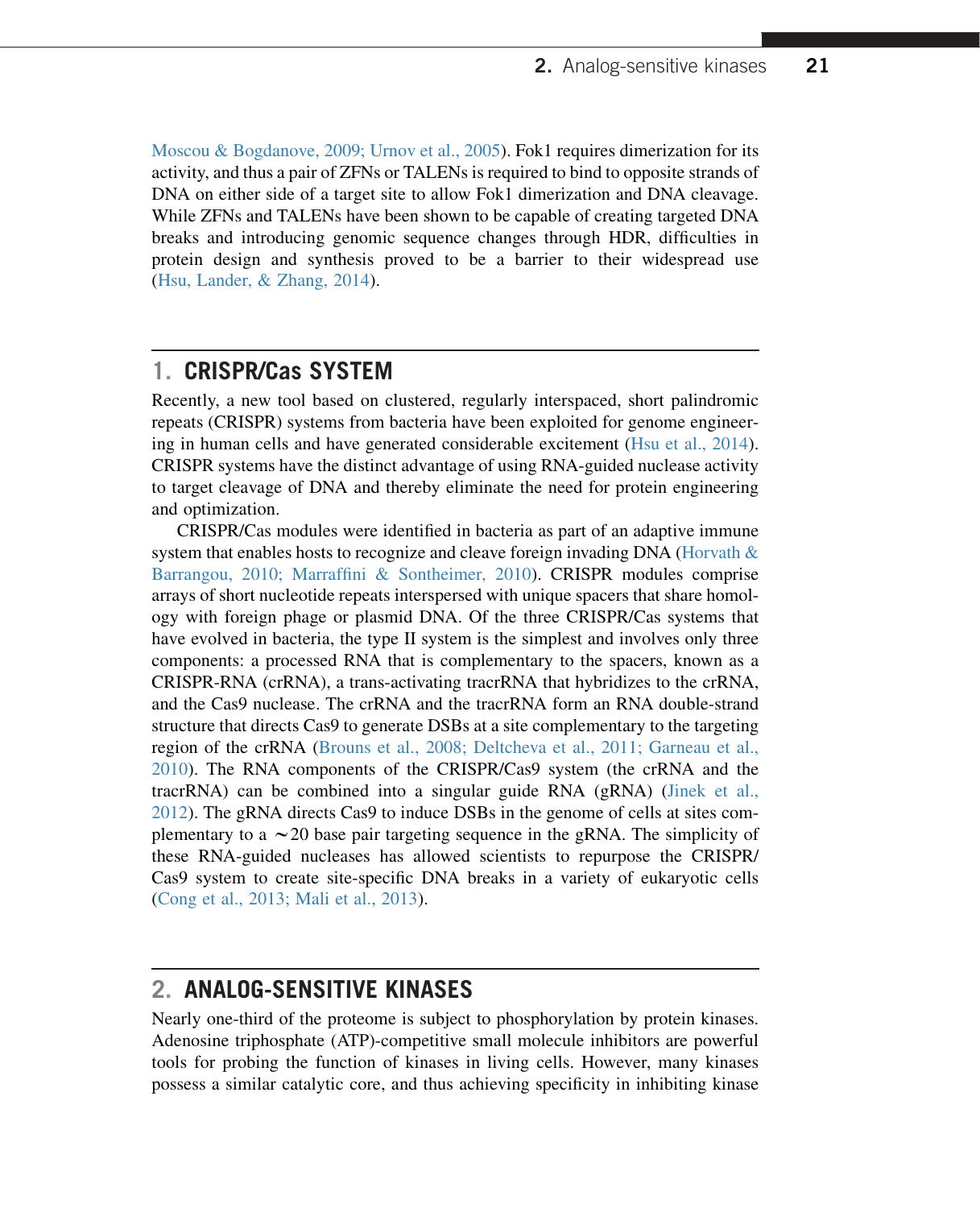Moscou & Bogdanove, 2009; Urnov et al., 2005). Fok1 requires dimerization for its activity, and thus a pair of ZFNs or TALENs is required to bind to opposite strands of DNA on either side of a target site to allow Fok1 dimerization and DNA cleavage. While ZFNs and TALENs have been shown to be capable of creating targeted DNA breaks and introducing genomic sequence changes through HDR, difficulties in protein design and synthesis proved to be a barrier to their widespread use (Hsu, Lander, & Zhang, 2014).

## 1. CRISPR/Cas SYSTEM

Recently, a new tool based on clustered, regularly interspaced, short palindromic repeats (CRISPR) systems from bacteria have been exploited for genome engineering in human cells and have generated considerable excitement (Hsu et al., 2014). CRISPR systems have the distinct advantage of using RNA-guided nuclease activity to target cleavage of DNA and thereby eliminate the need for protein engineering and optimization.

CRISPR/Cas modules were identified in bacteria as part of an adaptive immune system that enables hosts to recognize and cleave foreign invading DNA (Horvath & Barrangou, 2010; Marraffini & Sontheimer, 2010). CRISPR modules comprise arrays of short nucleotide repeats interspersed with unique spacers that share homology with foreign phage or plasmid DNA. Of the three CRISPR/Cas systems that have evolved in bacteria, the type II system is the simplest and involves only three components: a processed RNA that is complementary to the spacers, known as a CRISPR-RNA (crRNA), a trans-activating tracrRNA that hybridizes to the crRNA, and the Cas9 nuclease. The crRNA and the tracrRNA form an RNA double-strand structure that directs Cas9 to generate DSBs at a site complementary to the targeting region of the crRNA (Brouns et al., 2008; Deltcheva et al., 2011; Garneau et al., 2010). The RNA components of the CRISPR/Cas9 system (the crRNA and the tracrRNA) can be combined into a singular guide RNA (gRNA) (Jinek et al., 2012). The gRNA directs Cas9 to induce DSBs in the genome of cells at sites complementary to a $\sim$20 base pair targeting sequence in the gRNA. The simplicity of these RNA-guided nucleases has allowed scientists to repurpose the CRISPR/Cas9 system to create site-specific DNA breaks in a variety of eukaryotic cells (Cong et al., 2013; Mali et al., 2013).

## 2. ANALOG-SENSITIVE KINASES

Nearly one-third of the proteome is subject to phosphorylation by protein kinases. Adenosine triphosphate (ATP)-competitive small molecule inhibitors are powerful tools for probing the function of kinases in living cells. However, many kinases possess a similar catalytic core, and thus achieving specificity in inhibiting kinase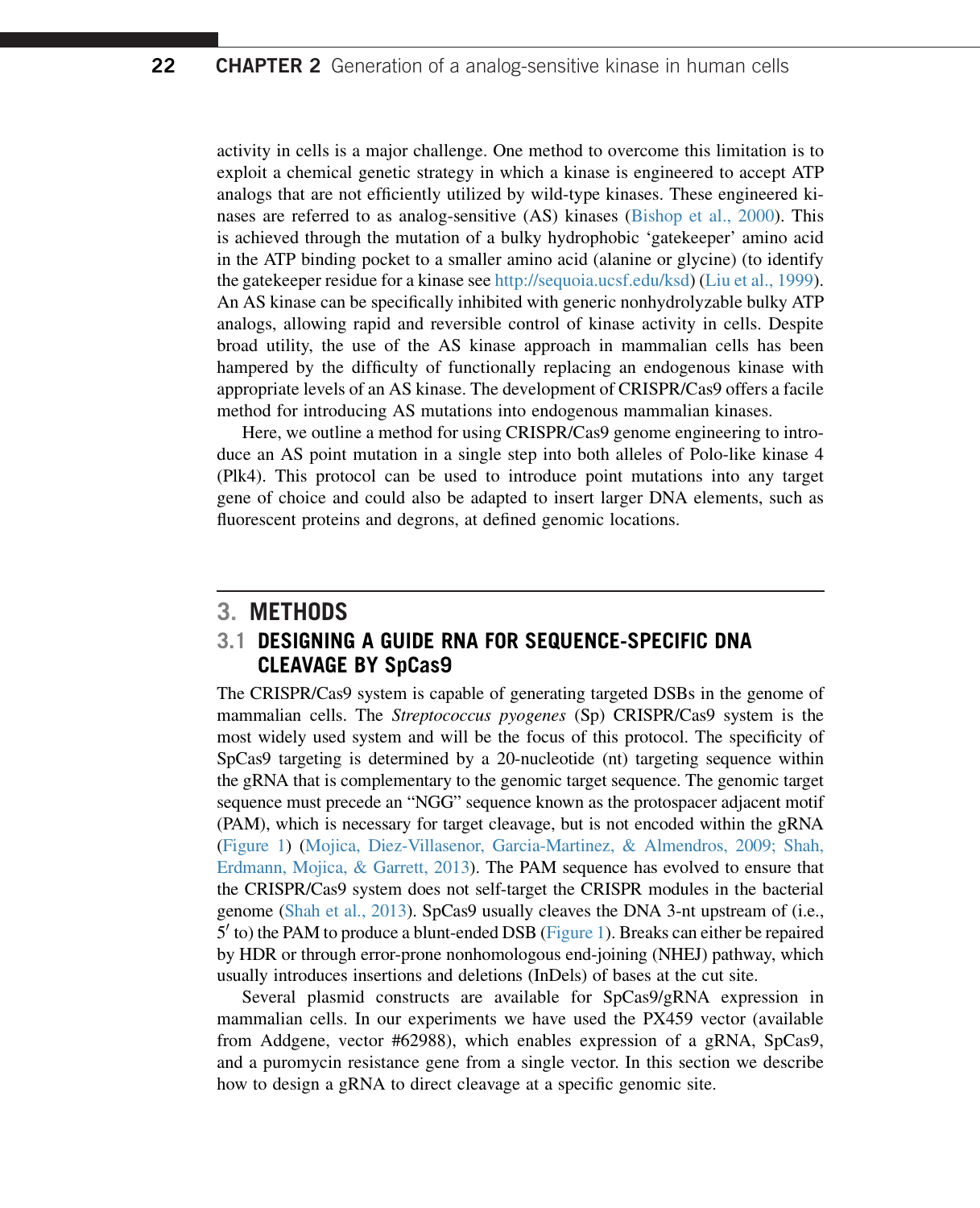activity in cells is a major challenge. One method to overcome this limitation is to exploit a chemical genetic strategy in which a kinase is engineered to accept ATP analogs that are not efficiently utilized by wild-type kinases. These engineered kinases are referred to as analog-sensitive (AS) kinases (Bishop et al., 2000). This is achieved through the mutation of a bulky hydrophobic 'gatekeeper' amino acid in the ATP binding pocket to a smaller amino acid (alanine or glycine) (to identify the gatekeeper residue for a kinase see http://sequoia.ucsf.edu/ksd) (Liu et al., 1999). An AS kinase can be specifically inhibited with generic nonhydrolyzable bulky ATP analogs, allowing rapid and reversible control of kinase activity in cells. Despite broad utility, the use of the AS kinase approach in mammalian cells has been hampered by the difficulty of functionally replacing an endogenous kinase with appropriate levels of an AS kinase. The development of CRISPR/Cas9 offers a facile method for introducing AS mutations into endogenous mammalian kinases.

Here, we outline a method for using CRISPR/Cas9 genome engineering to introduce an AS point mutation in a single step into both alleles of Polo-like kinase 4 (Plk4). This protocol can be used to introduce point mutations into any target gene of choice and could also be adapted to insert larger DNA elements, such as fluorescent proteins and degrons, at defined genomic locations.

# 3. METHODS

## 3.1 DESIGNING A GUIDE RNA FOR SEQUENCE-SPECIFIC DNA CLEAVAGE BY SpCas9

The CRISPR/Cas9 system is capable of generating targeted DSBs in the genome of mammalian cells. The *Streptococcus pyogenes* (Sp) CRISPR/Cas9 system is the most widely used system and will be the focus of this protocol. The specificity of SpCas9 targeting is determined by a 20-nucleotide (nt) targeting sequence within the gRNA that is complementary to the genomic target sequence. The genomic target sequence must precede an "NGG" sequence known as the protospacer adjacent motif (PAM), which is necessary for target cleavage, but is not encoded within the gRNA (Figure 1) (Mojica, Diez-Villasenor, Garcia-Martinez, & Almendros, 2009; Shah, Erdmann, Mojica, & Garrett, 2013). The PAM sequence has evolved to ensure that the CRISPR/Cas9 system does not self-target the CRISPR modules in the bacterial genome (Shah et al., 2013). SpCas9 usually cleaves the DNA 3-nt upstream of (i.e., 5′ to) the PAM to produce a blunt-ended DSB (Figure 1). Breaks can either be repaired by HDR or through error-prone nonhomologous end-joining (NHEJ) pathway, which usually introduces insertions and deletions (InDels) of bases at the cut site.

Several plasmid constructs are available for SpCas9/gRNA expression in mammalian cells. In our experiments we have used the PX459 vector (available from Addgene, vector #62988), which enables expression of a gRNA, SpCas9, and a puromycin resistance gene from a single vector. In this section we describe how to design a gRNA to direct cleavage at a specific genomic site.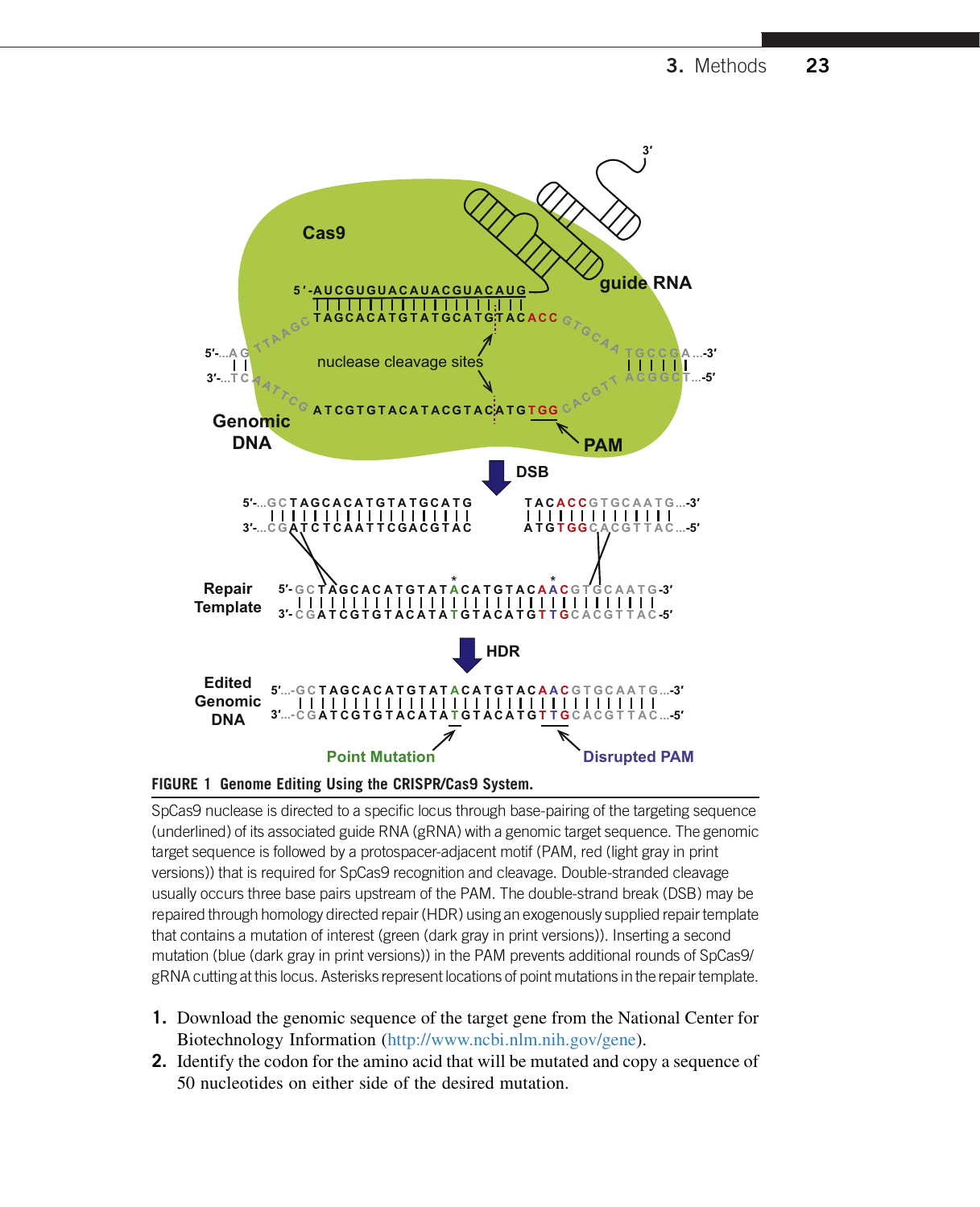**FIGURE 1 Genome Editing Using the CRISPR/Cas9 System.**

SpCas9 nuclease is directed to a specific locus through base-pairing of the targeting sequence (underlined) of its associated guide RNA (gRNA) with a genomic target sequence. The genomic target sequence is followed by a protospacer-adjacent motif (PAM, red (light gray in print versions)) that is required for SpCas9 recognition and cleavage. Double-stranded cleavage usually occurs three base pairs upstream of the PAM. The double-strand break (DSB) may be repaired through homology directed repair (HDR) using an exogenously supplied repair template that contains a mutation of interest (green (dark gray in print versions)). Inserting a second mutation (blue (dark gray in print versions)) in the PAM prevents additional rounds of SpCas9/gRNA cutting at this locus. Asterisks represent locations of point mutations in the repair template.

1. Download the genomic sequence of the target gene from the National Center for Biotechnology Information (http://www.ncbi.nlm.nih.gov/gene).
2. Identify the codon for the amino acid that will be mutated and copy a sequence of 50 nucleotides on either side of the desired mutation.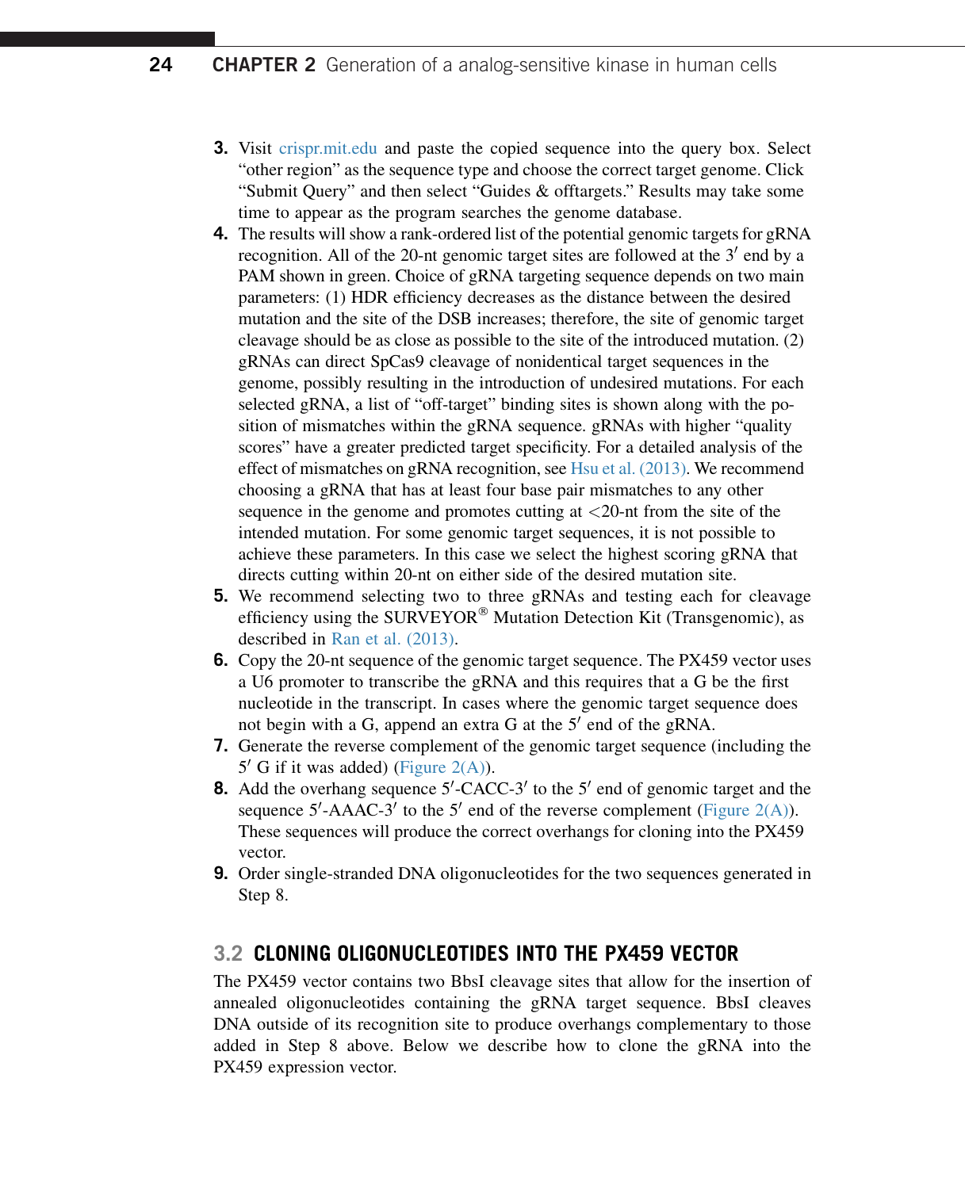3. Visit crispr.mit.edu and paste the copied sequence into the query box. Select "other region" as the sequence type and choose the correct target genome. Click "Submit Query" and then select "Guides & offtargets." Results may take some time to appear as the program searches the genome database.
4. The results will show a rank-ordered list of the potential genomic targets for gRNA recognition. All of the 20-nt genomic target sites are followed at the 3′ end by a PAM shown in green. Choice of gRNA targeting sequence depends on two main parameters: (1) HDR efficiency decreases as the distance between the desired mutation and the site of the DSB increases; therefore, the site of genomic target cleavage should be as close as possible to the site of the introduced mutation. (2) gRNAs can direct SpCas9 cleavage of nonidentical target sequences in the genome, possibly resulting in the introduction of undesired mutations. For each selected gRNA, a list of "off-target" binding sites is shown along with the position of mismatches within the gRNA sequence. gRNAs with higher "quality scores" have a greater predicted target specificity. For a detailed analysis of the effect of mismatches on gRNA recognition, see Hsu et al. (2013). We recommend choosing a gRNA that has at least four base pair mismatches to any other sequence in the genome and promotes cutting at <20-nt from the site of the intended mutation. For some genomic target sequences, it is not possible to achieve these parameters. In this case we select the highest scoring gRNA that directs cutting within 20-nt on either side of the desired mutation site.
5. We recommend selecting two to three gRNAs and testing each for cleavage efficiency using the SURVEYOR® Mutation Detection Kit (Transgenomic), as described in Ran et al. (2013).
6. Copy the 20-nt sequence of the genomic target sequence. The PX459 vector uses a U6 promoter to transcribe the gRNA and this requires that a G be the first nucleotide in the transcript. In cases where the genomic target sequence does not begin with a G, append an extra G at the 5′ end of the gRNA.
7. Generate the reverse complement of the genomic target sequence (including the 5′ G if it was added) (Figure 2(A)).
8. Add the overhang sequence 5′-CACC-3′ to the 5′ end of genomic target and the sequence 5′-AAAC-3′ to the 5′ end of the reverse complement (Figure 2(A)). These sequences will produce the correct overhangs for cloning into the PX459 vector.
9. Order single-stranded DNA oligonucleotides for the two sequences generated in Step 8.

## 3.2 CLONING OLIGONUCLEOTIDES INTO THE PX459 VECTOR

The PX459 vector contains two BbsI cleavage sites that allow for the insertion of annealed oligonucleotides containing the gRNA target sequence. BbsI cleaves DNA outside of its recognition site to produce overhangs complementary to those added in Step 8 above. Below we describe how to clone the gRNA into the PX459 expression vector.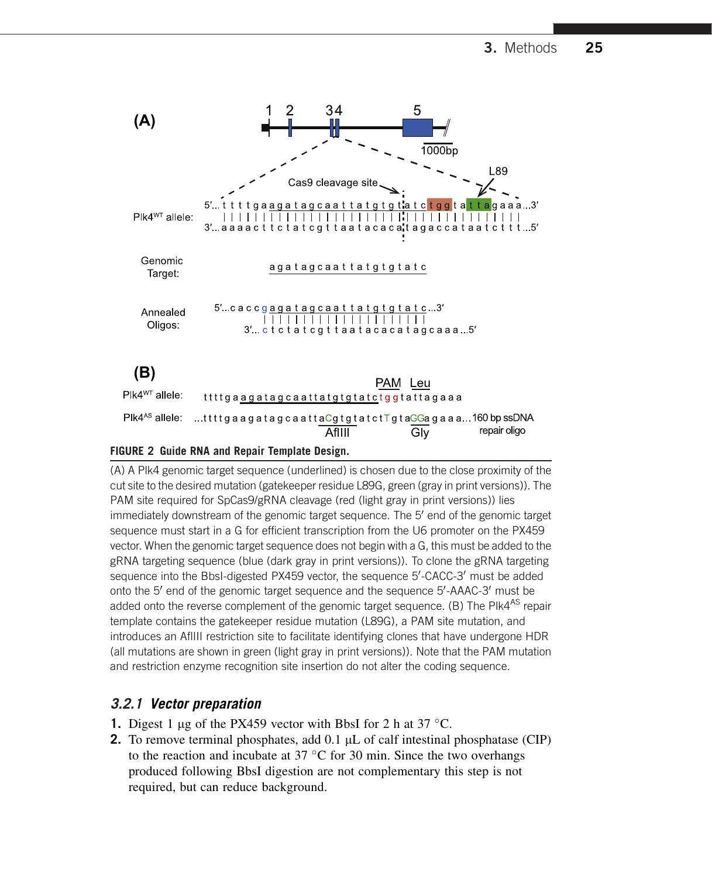(A)

Plk4$^{WT}$ allele:

5′...ttttgaagatagcaattatgtgtatctggtattagaaa...3′
3′...aaaacttctatcgttaatacacatagaccataatcttt...5′

Genomic Target: agatagcaattatgtgtatc

Annealed Oligos:
5′...caccgagatagcaattatgtgtatc...3′
3′...ctctatcgttaatacacatagcaaa...5′

(B)

Plk4$^{WT}$ allele: ttttgaagatagcaattatgtgtatctggtattagaaa

Plk4$^{AS}$ allele: ...ttttgaagatagcaattaCgtgtatctTgtaGGagaaa...160 bp ssDNA repair oligo

**FIGURE 2 Guide RNA and Repair Template Design.**

(A) A Plk4 genomic target sequence (underlined) is chosen due to the close proximity of the cut site to the desired mutation (gatekeeper residue L89G, green (gray in print versions)). The PAM site required for SpCas9/gRNA cleavage (red (light gray in print versions)) lies immediately downstream of the genomic target sequence. The 5′ end of the genomic target sequence must start in a G for efficient transcription from the U6 promoter on the PX459 vector. When the genomic target sequence does not begin with a G, this must be added to the gRNA targeting sequence (blue (dark gray in print versions)). To clone the gRNA targeting sequence into the BbsI-digested PX459 vector, the sequence 5′-CACC-3′ must be added onto the 5′ end of the genomic target sequence and the sequence 5′-AAAC-3′ must be added onto the reverse complement of the genomic target sequence. (B) The Plk4$^{AS}$ repair template contains the gatekeeper residue mutation (L89G), a PAM site mutation, and introduces an AflIII restriction site to facilitate identifying clones that have undergone HDR (all mutations are shown in green (light gray in print versions)). Note that the PAM mutation and restriction enzyme recognition site insertion do not alter the coding sequence.

### *3.2.1 Vector preparation*

1. Digest 1 μg of the PX459 vector with BbsI for 2 h at 37 °C.
2. To remove terminal phosphates, add 0.1 μL of calf intestinal phosphatase (CIP) to the reaction and incubate at 37 °C for 30 min. Since the two overhangs produced following BbsI digestion are not complementary this step is not required, but can reduce background.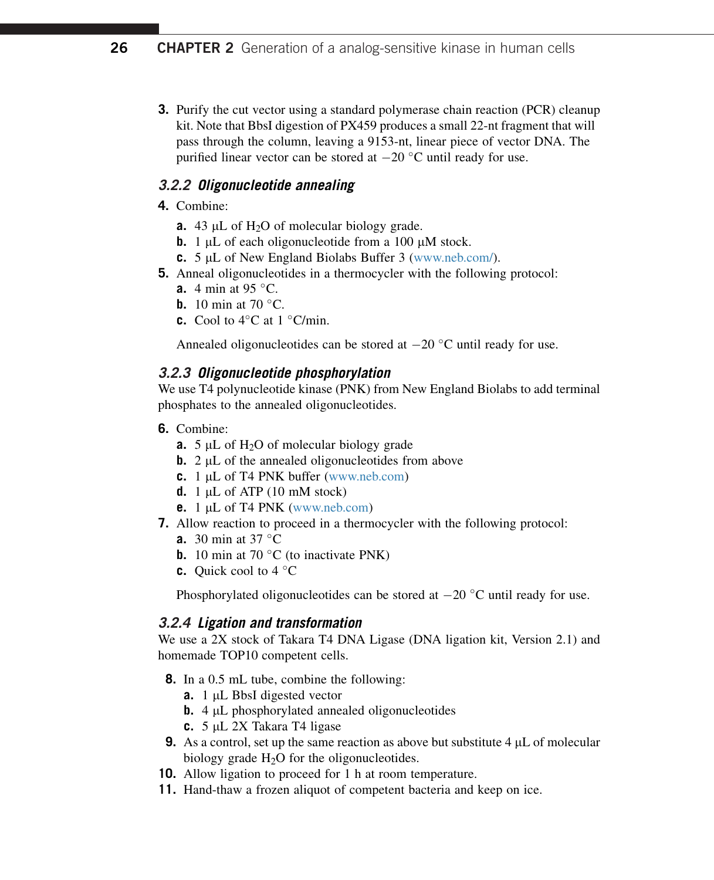3. Purify the cut vector using a standard polymerase chain reaction (PCR) cleanup kit. Note that BbsI digestion of PX459 produces a small 22-nt fragment that will pass through the column, leaving a 9153-nt, linear piece of vector DNA. The purified linear vector can be stored at −20 °C until ready for use.

### 3.2.2 Oligonucleotide annealing

4. Combine:
   - **a.** 43 μL of $H_2O$ of molecular biology grade.
   - **b.** 1 μL of each oligonucleotide from a 100 μM stock.
   - **c.** 5 μL of New England Biolabs Buffer 3 (www.neb.com/).
5. Anneal oligonucleotides in a thermocycler with the following protocol:
   - **a.** 4 min at 95 °C.
   - **b.** 10 min at 70 °C.
   - **c.** Cool to 4°C at 1 °C/min.

   Annealed oligonucleotides can be stored at −20 °C until ready for use.

### 3.2.3 Oligonucleotide phosphorylation

We use T4 polynucleotide kinase (PNK) from New England Biolabs to add terminal phosphates to the annealed oligonucleotides.

6. Combine:
   - **a.** 5 μL of $H_2O$ of molecular biology grade
   - **b.** 2 μL of the annealed oligonucleotides from above
   - **c.** 1 μL of T4 PNK buffer (www.neb.com)
   - **d.** 1 μL of ATP (10 mM stock)
   - **e.** 1 μL of T4 PNK (www.neb.com)
7. Allow reaction to proceed in a thermocycler with the following protocol:
   - **a.** 30 min at 37 °C
   - **b.** 10 min at 70 °C (to inactivate PNK)
   - **c.** Quick cool to 4 °C

   Phosphorylated oligonucleotides can be stored at −20 °C until ready for use.

### 3.2.4 Ligation and transformation

We use a 2X stock of Takara T4 DNA Ligase (DNA ligation kit, Version 2.1) and homemade TOP10 competent cells.

8. In a 0.5 mL tube, combine the following:
   - **a.** 1 μL BbsI digested vector
   - **b.** 4 μL phosphorylated annealed oligonucleotides
   - **c.** 5 μL 2X Takara T4 ligase
9. As a control, set up the same reaction as above but substitute 4 μL of molecular biology grade $H_2O$ for the oligonucleotides.
10. Allow ligation to proceed for 1 h at room temperature.
11. Hand-thaw a frozen aliquot of competent bacteria and keep on ice.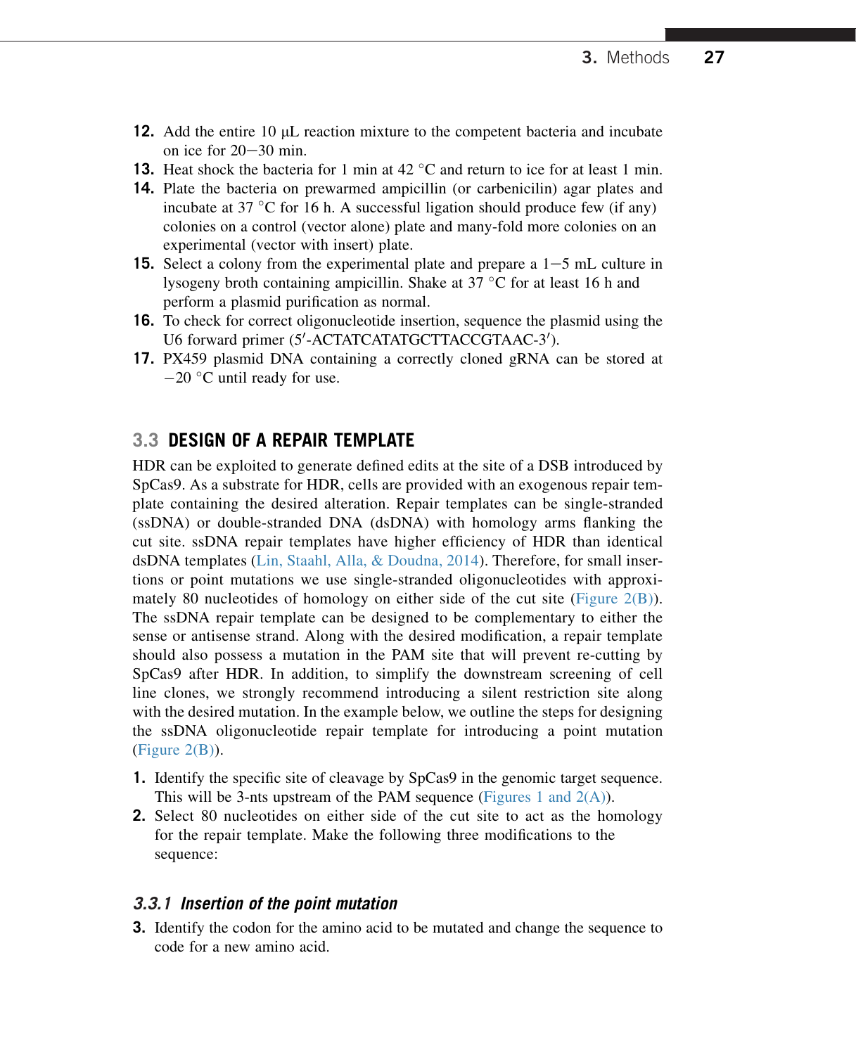12. Add the entire 10 μL reaction mixture to the competent bacteria and incubate on ice for 20–30 min.
13. Heat shock the bacteria for 1 min at 42 °C and return to ice for at least 1 min.
14. Plate the bacteria on prewarmed ampicillin (or carbenicilin) agar plates and incubate at 37 °C for 16 h. A successful ligation should produce few (if any) colonies on a control (vector alone) plate and many-fold more colonies on an experimental (vector with insert) plate.
15. Select a colony from the experimental plate and prepare a 1–5 mL culture in lysogeny broth containing ampicillin. Shake at 37 °C for at least 16 h and perform a plasmid purification as normal.
16. To check for correct oligonucleotide insertion, sequence the plasmid using the U6 forward primer (5′-ACTATCATATGCTTACCGTAAC-3′).
17. PX459 plasmid DNA containing a correctly cloned gRNA can be stored at −20 °C until ready for use.

## 3.3 DESIGN OF A REPAIR TEMPLATE

HDR can be exploited to generate defined edits at the site of a DSB introduced by SpCas9. As a substrate for HDR, cells are provided with an exogenous repair template containing the desired alteration. Repair templates can be single-stranded (ssDNA) or double-stranded DNA (dsDNA) with homology arms flanking the cut site. ssDNA repair templates have higher efficiency of HDR than identical dsDNA templates (Lin, Staahl, Alla, & Doudna, 2014). Therefore, for small insertions or point mutations we use single-stranded oligonucleotides with approximately 80 nucleotides of homology on either side of the cut site (Figure 2(B)). The ssDNA repair template can be designed to be complementary to either the sense or antisense strand. Along with the desired modification, a repair template should also possess a mutation in the PAM site that will prevent re-cutting by SpCas9 after HDR. In addition, to simplify the downstream screening of cell line clones, we strongly recommend introducing a silent restriction site along with the desired mutation. In the example below, we outline the steps for designing the ssDNA oligonucleotide repair template for introducing a point mutation (Figure 2(B)).

1. Identify the specific site of cleavage by SpCas9 in the genomic target sequence. This will be 3-nts upstream of the PAM sequence (Figures 1 and 2(A)).
2. Select 80 nucleotides on either side of the cut site to act as the homology for the repair template. Make the following three modifications to the sequence:

### 3.3.1 *Insertion of the point mutation*

3. Identify the codon for the amino acid to be mutated and change the sequence to code for a new amino acid.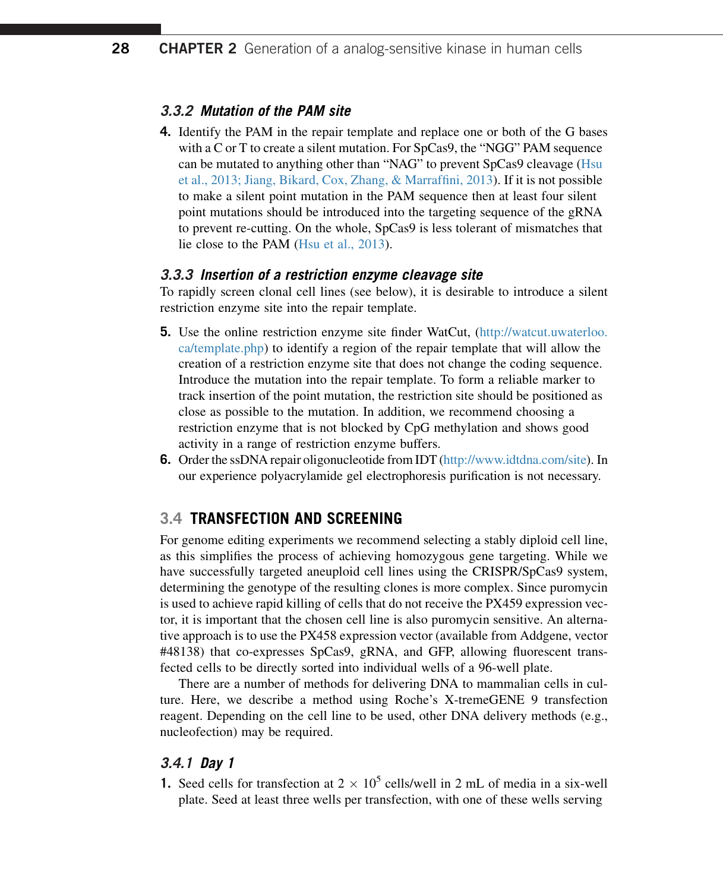### 3.3.2 Mutation of the PAM site

4. Identify the PAM in the repair template and replace one or both of the G bases with a C or T to create a silent mutation. For SpCas9, the "NGG" PAM sequence can be mutated to anything other than "NAG" to prevent SpCas9 cleavage (Hsu et al., 2013; Jiang, Bikard, Cox, Zhang, & Marraffini, 2013). If it is not possible to make a silent point mutation in the PAM sequence then at least four silent point mutations should be introduced into the targeting sequence of the gRNA to prevent re-cutting. On the whole, SpCas9 is less tolerant of mismatches that lie close to the PAM (Hsu et al., 2013).

### 3.3.3 Insertion of a restriction enzyme cleavage site

To rapidly screen clonal cell lines (see below), it is desirable to introduce a silent restriction enzyme site into the repair template.

5. Use the online restriction enzyme site finder WatCut, (http://watcut.uwaterloo.ca/template.php) to identify a region of the repair template that will allow the creation of a restriction enzyme site that does not change the coding sequence. Introduce the mutation into the repair template. To form a reliable marker to track insertion of the point mutation, the restriction site should be positioned as close as possible to the mutation. In addition, we recommend choosing a restriction enzyme that is not blocked by CpG methylation and shows good activity in a range of restriction enzyme buffers.
6. Order the ssDNA repair oligonucleotide from IDT (http://www.idtdna.com/site). In our experience polyacrylamide gel electrophoresis purification is not necessary.

## 3.4 TRANSFECTION AND SCREENING

For genome editing experiments we recommend selecting a stably diploid cell line, as this simplifies the process of achieving homozygous gene targeting. While we have successfully targeted aneuploid cell lines using the CRISPR/SpCas9 system, determining the genotype of the resulting clones is more complex. Since puromycin is used to achieve rapid killing of cells that do not receive the PX459 expression vector, it is important that the chosen cell line is also puromycin sensitive. An alternative approach is to use the PX458 expression vector (available from Addgene, vector #48138) that co-expresses SpCas9, gRNA, and GFP, allowing fluorescent transfected cells to be directly sorted into individual wells of a 96-well plate.

There are a number of methods for delivering DNA to mammalian cells in culture. Here, we describe a method using Roche's X-tremeGENE 9 transfection reagent. Depending on the cell line to be used, other DNA delivery methods (e.g., nucleofection) may be required.

### 3.4.1 Day 1

1. Seed cells for transfection at $2 \times 10^5$ cells/well in 2 mL of media in a six-well plate. Seed at least three wells per transfection, with one of these wells serving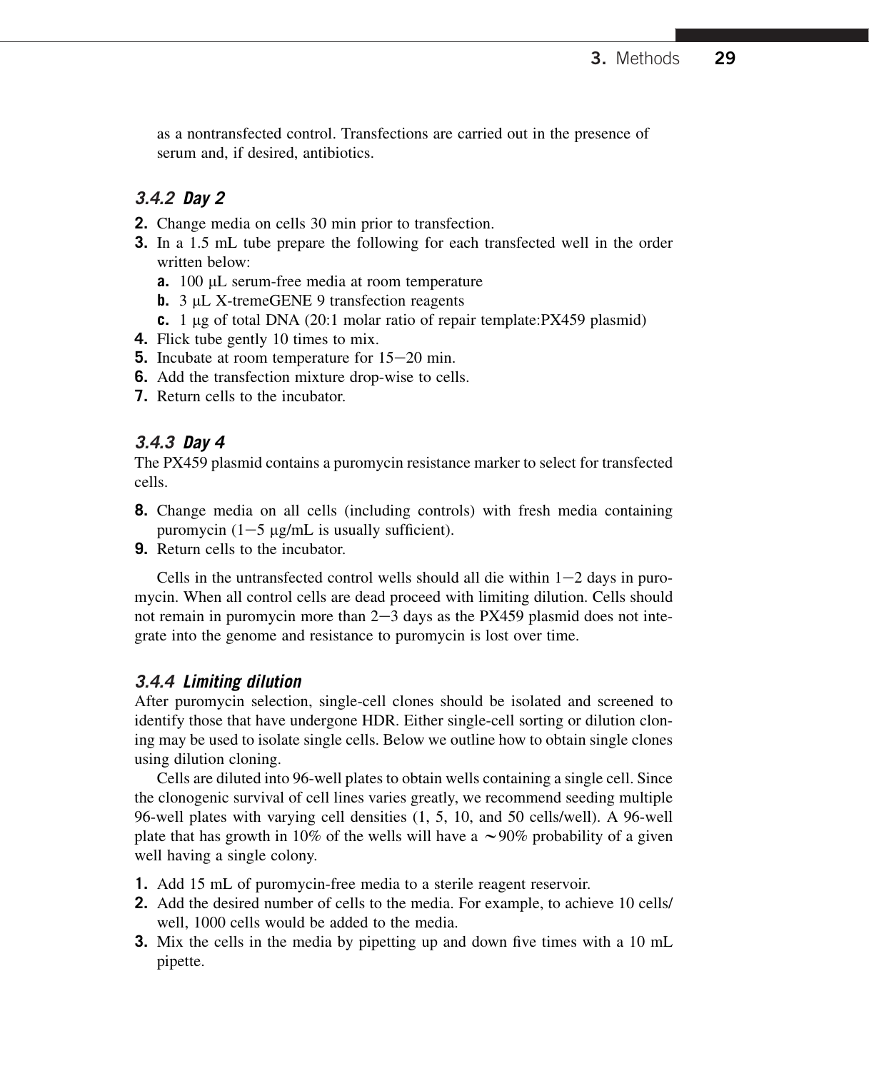as a nontransfected control. Transfections are carried out in the presence of serum and, if desired, antibiotics.

### 3.4.2 Day 2

2. Change media on cells 30 min prior to transfection.
3. In a 1.5 mL tube prepare the following for each transfected well in the order written below:
   a. 100 μL serum-free media at room temperature
   b. 3 μL X-tremeGENE 9 transfection reagents
   c. 1 μg of total DNA (20:1 molar ratio of repair template:PX459 plasmid)
4. Flick tube gently 10 times to mix.
5. Incubate at room temperature for 15−20 min.
6. Add the transfection mixture drop-wise to cells.
7. Return cells to the incubator.

### 3.4.3 Day 4

The PX459 plasmid contains a puromycin resistance marker to select for transfected cells.

8. Change media on all cells (including controls) with fresh media containing puromycin (1−5 μg/mL is usually sufficient).
9. Return cells to the incubator.

Cells in the untransfected control wells should all die within 1−2 days in puromycin. When all control cells are dead proceed with limiting dilution. Cells should not remain in puromycin more than 2−3 days as the PX459 plasmid does not integrate into the genome and resistance to puromycin is lost over time.

### 3.4.4 Limiting dilution

After puromycin selection, single-cell clones should be isolated and screened to identify those that have undergone HDR. Either single-cell sorting or dilution cloning may be used to isolate single cells. Below we outline how to obtain single clones using dilution cloning.

Cells are diluted into 96-well plates to obtain wells containing a single cell. Since the clonogenic survival of cell lines varies greatly, we recommend seeding multiple 96-well plates with varying cell densities (1, 5, 10, and 50 cells/well). A 96-well plate that has growth in 10% of the wells will have a ∼90% probability of a given well having a single colony.

1. Add 15 mL of puromycin-free media to a sterile reagent reservoir.
2. Add the desired number of cells to the media. For example, to achieve 10 cells/well, 1000 cells would be added to the media.
3. Mix the cells in the media by pipetting up and down five times with a 10 mL pipette.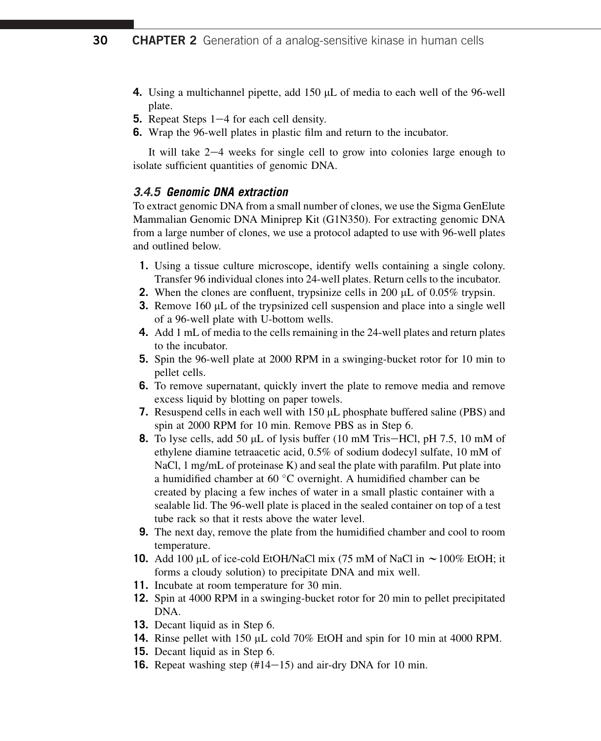4. Using a multichannel pipette, add 150 μL of media to each well of the 96-well plate.
5. Repeat Steps 1−4 for each cell density.
6. Wrap the 96-well plates in plastic film and return to the incubator.

It will take 2−4 weeks for single cell to grow into colonies large enough to isolate sufficient quantities of genomic DNA.

### 3.4.5 Genomic DNA extraction

To extract genomic DNA from a small number of clones, we use the Sigma GenElute Mammalian Genomic DNA Miniprep Kit (G1N350). For extracting genomic DNA from a large number of clones, we use a protocol adapted to use with 96-well plates and outlined below.

1. Using a tissue culture microscope, identify wells containing a single colony. Transfer 96 individual clones into 24-well plates. Return cells to the incubator.
2. When the clones are confluent, trypsinize cells in 200 μL of 0.05% trypsin.
3. Remove 160 μL of the trypsinized cell suspension and place into a single well of a 96-well plate with U-bottom wells.
4. Add 1 mL of media to the cells remaining in the 24-well plates and return plates to the incubator.
5. Spin the 96-well plate at 2000 RPM in a swinging-bucket rotor for 10 min to pellet cells.
6. To remove supernatant, quickly invert the plate to remove media and remove excess liquid by blotting on paper towels.
7. Resuspend cells in each well with 150 μL phosphate buffered saline (PBS) and spin at 2000 RPM for 10 min. Remove PBS as in Step 6.
8. To lyse cells, add 50 μL of lysis buffer (10 mM Tris−HCl, pH 7.5, 10 mM of ethylene diamine tetraacetic acid, 0.5% of sodium dodecyl sulfate, 10 mM of NaCl, 1 mg/mL of proteinase K) and seal the plate with parafilm. Put plate into a humidified chamber at 60 °C overnight. A humidified chamber can be created by placing a few inches of water in a small plastic container with a sealable lid. The 96-well plate is placed in the sealed container on top of a test tube rack so that it rests above the water level.
9. The next day, remove the plate from the humidified chamber and cool to room temperature.
10. Add 100 μL of ice-cold EtOH/NaCl mix (75 mM of NaCl in ∼100% EtOH; it forms a cloudy solution) to precipitate DNA and mix well.
11. Incubate at room temperature for 30 min.
12. Spin at 4000 RPM in a swinging-bucket rotor for 20 min to pellet precipitated DNA.
13. Decant liquid as in Step 6.
14. Rinse pellet with 150 μL cold 70% EtOH and spin for 10 min at 4000 RPM.
15. Decant liquid as in Step 6.
16. Repeat washing step (#14−15) and air-dry DNA for 10 min.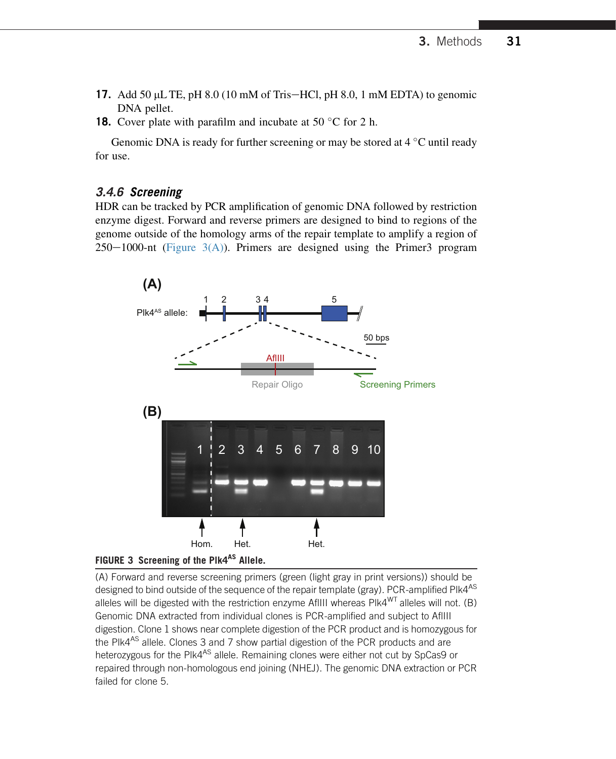17. Add 50 μL TE, pH 8.0 (10 mM of Tris−HCl, pH 8.0, 1 mM EDTA) to genomic DNA pellet.
18. Cover plate with parafilm and incubate at 50 °C for 2 h.

Genomic DNA is ready for further screening or may be stored at 4 °C until ready for use.

### 3.4.6 Screening

HDR can be tracked by PCR amplification of genomic DNA followed by restriction enzyme digest. Forward and reverse primers are designed to bind to regions of the genome outside of the homology arms of the repair template to amplify a region of 250−1000-nt (Figure 3(A)). Primers are designed using the Primer3 program

**FIGURE 3 Screening of the Plk4$^{AS}$ Allele.**

(A) Forward and reverse screening primers (green (light gray in print versions)) should be designed to bind outside of the sequence of the repair template (gray). PCR-amplified Plk4$^{AS}$ alleles will be digested with the restriction enzyme AflIII whereas Plk4$^{WT}$ alleles will not. (B) Genomic DNA extracted from individual clones is PCR-amplified and subject to AflIII digestion. Clone 1 shows near complete digestion of the PCR product and is homozygous for the Plk4$^{AS}$ allele. Clones 3 and 7 show partial digestion of the PCR products and are heterozygous for the Plk4$^{AS}$ allele. Remaining clones were either not cut by SpCas9 or repaired through non-homologous end joining (NHEJ). The genomic DNA extraction or PCR failed for clone 5.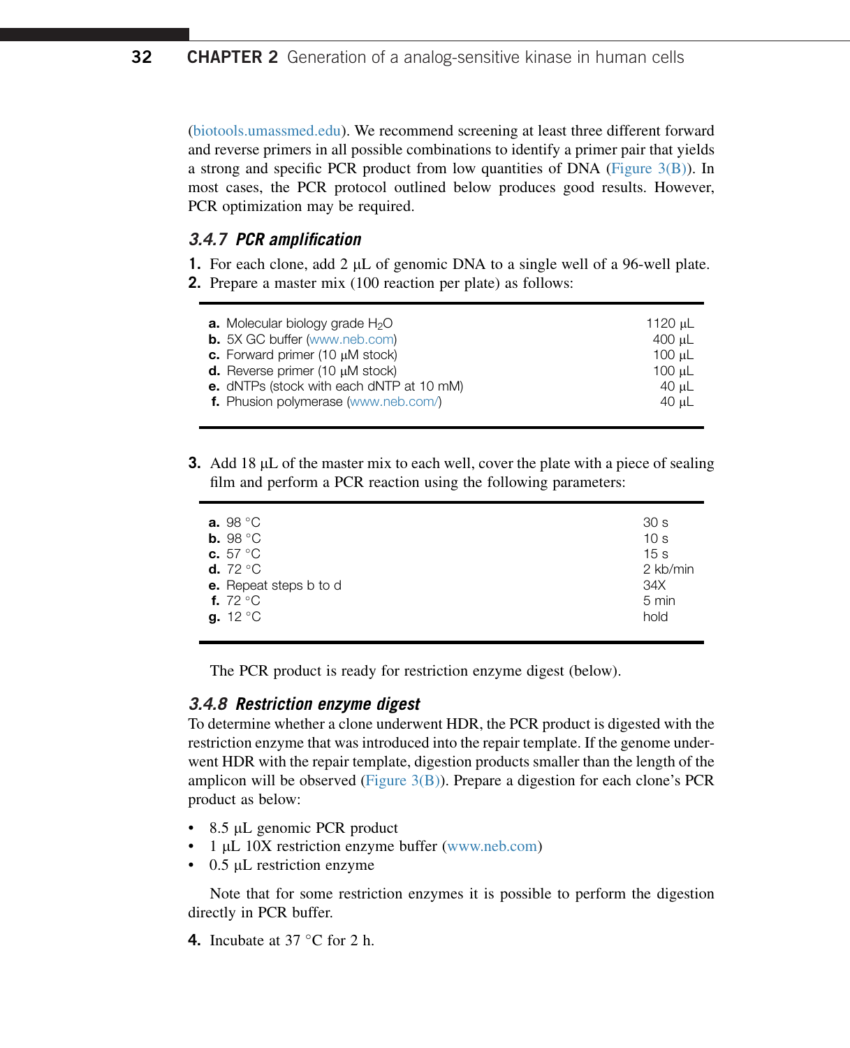(biotools.umassmed.edu). We recommend screening at least three different forward and reverse primers in all possible combinations to identify a primer pair that yields a strong and specific PCR product from low quantities of DNA (Figure 3(B)). In most cases, the PCR protocol outlined below produces good results. However, PCR optimization may be required.

### 3.4.7 PCR amplification

1. For each clone, add 2 μL of genomic DNA to a single well of a 96-well plate.
2. Prepare a master mix (100 reaction per plate) as follows:

| | |
|---|---|
| **a.** Molecular biology grade $H_2O$ | 1120 μL |
| **b.** 5X GC buffer (www.neb.com) | 400 μL |
| **c.** Forward primer (10 μM stock) | 100 μL |
| **d.** Reverse primer (10 μM stock) | 100 μL |
| **e.** dNTPs (stock with each dNTP at 10 mM) | 40 μL |
| **f.** Phusion polymerase (www.neb.com/) | 40 μL |

3. Add 18 μL of the master mix to each well, cover the plate with a piece of sealing film and perform a PCR reaction using the following parameters:

| | |
|---|---|
| **a.** 98 °C | 30 s |
| **b.** 98 °C | 10 s |
| **c.** 57 °C | 15 s |
| **d.** 72 °C | 2 kb/min |
| **e.** Repeat steps b to d | 34X |
| **f.** 72 °C | 5 min |
| **g.** 12 °C | hold |

The PCR product is ready for restriction enzyme digest (below).

### 3.4.8 Restriction enzyme digest

To determine whether a clone underwent HDR, the PCR product is digested with the restriction enzyme that was introduced into the repair template. If the genome underwent HDR with the repair template, digestion products smaller than the length of the amplicon will be observed (Figure 3(B)). Prepare a digestion for each clone's PCR product as below:

- 8.5 μL genomic PCR product
- 1 μL 10X restriction enzyme buffer (www.neb.com)
- 0.5 μL restriction enzyme

Note that for some restriction enzymes it is possible to perform the digestion directly in PCR buffer.

4. Incubate at 37 °C for 2 h.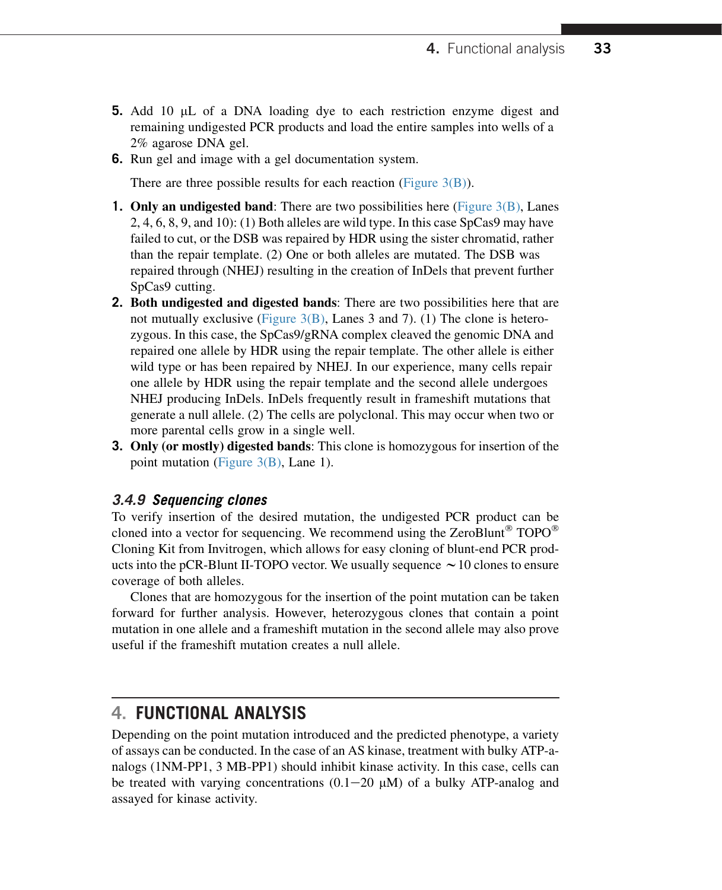5. Add 10 μL of a DNA loading dye to each restriction enzyme digest and remaining undigested PCR products and load the entire samples into wells of a 2% agarose DNA gel.
6. Run gel and image with a gel documentation system.

   There are three possible results for each reaction (Figure 3(B)).

1. **Only an undigested band**: There are two possibilities here (Figure 3(B), Lanes 2, 4, 6, 8, 9, and 10): (1) Both alleles are wild type. In this case SpCas9 may have failed to cut, or the DSB was repaired by HDR using the sister chromatid, rather than the repair template. (2) One or both alleles are mutated. The DSB was repaired through (NHEJ) resulting in the creation of InDels that prevent further SpCas9 cutting.
2. **Both undigested and digested bands**: There are two possibilities here that are not mutually exclusive (Figure 3(B), Lanes 3 and 7). (1) The clone is heterozygous. In this case, the SpCas9/gRNA complex cleaved the genomic DNA and repaired one allele by HDR using the repair template. The other allele is either wild type or has been repaired by NHEJ. In our experience, many cells repair one allele by HDR using the repair template and the second allele undergoes NHEJ producing InDels. InDels frequently result in frameshift mutations that generate a null allele. (2) The cells are polyclonal. This may occur when two or more parental cells grow in a single well.
3. **Only (or mostly) digested bands**: This clone is homozygous for insertion of the point mutation (Figure 3(B), Lane 1).

### *3.4.9 Sequencing clones*

To verify insertion of the desired mutation, the undigested PCR product can be cloned into a vector for sequencing. We recommend using the ZeroBlunt® TOPO® Cloning Kit from Invitrogen, which allows for easy cloning of blunt-end PCR products into the pCR-Blunt II-TOPO vector. We usually sequence ~10 clones to ensure coverage of both alleles.

Clones that are homozygous for the insertion of the point mutation can be taken forward for further analysis. However, heterozygous clones that contain a point mutation in one allele and a frameshift mutation in the second allele may also prove useful if the frameshift mutation creates a null allele.

## 4. FUNCTIONAL ANALYSIS

Depending on the point mutation introduced and the predicted phenotype, a variety of assays can be conducted. In the case of an AS kinase, treatment with bulky ATP-analogs (1NM-PP1, 3 MB-PP1) should inhibit kinase activity. In this case, cells can be treated with varying concentrations (0.1–20 μM) of a bulky ATP-analog and assayed for kinase activity.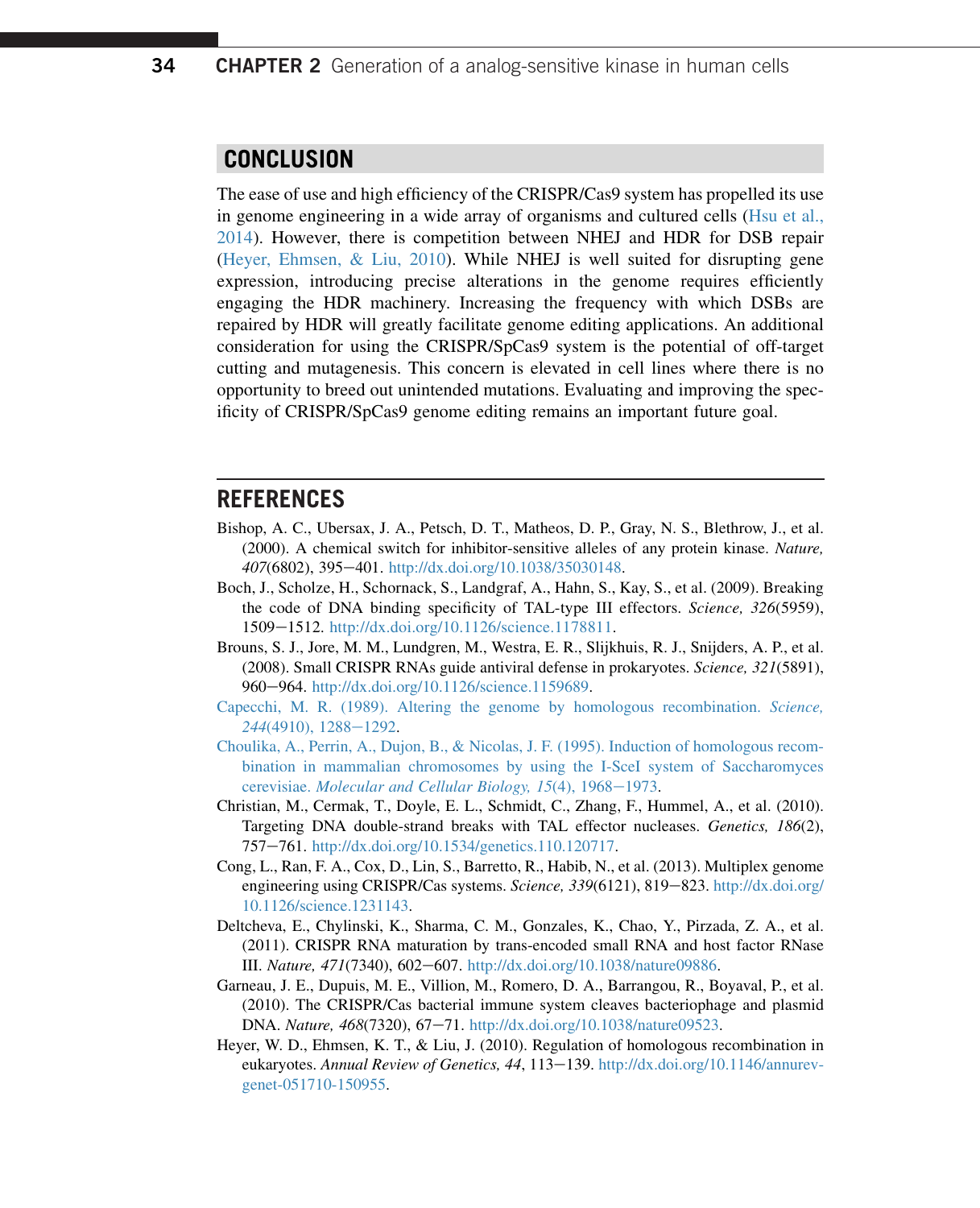## CONCLUSION

The ease of use and high efficiency of the CRISPR/Cas9 system has propelled its use in genome engineering in a wide array of organisms and cultured cells (Hsu et al., 2014). However, there is competition between NHEJ and HDR for DSB repair (Heyer, Ehmsen, & Liu, 2010). While NHEJ is well suited for disrupting gene expression, introducing precise alterations in the genome requires efficiently engaging the HDR machinery. Increasing the frequency with which DSBs are repaired by HDR will greatly facilitate genome editing applications. An additional consideration for using the CRISPR/SpCas9 system is the potential of off-target cutting and mutagenesis. This concern is elevated in cell lines where there is no opportunity to breed out unintended mutations. Evaluating and improving the specificity of CRISPR/SpCas9 genome editing remains an important future goal.

## REFERENCES

Bishop, A. C., Ubersax, J. A., Petsch, D. T., Matheos, D. P., Gray, N. S., Blethrow, J., et al. (2000). A chemical switch for inhibitor-sensitive alleles of any protein kinase. *Nature, 407*(6802), 395–401. http://dx.doi.org/10.1038/35030148.

Boch, J., Scholze, H., Schornack, S., Landgraf, A., Hahn, S., Kay, S., et al. (2009). Breaking the code of DNA binding specificity of TAL-type III effectors. *Science, 326*(5959), 1509–1512. http://dx.doi.org/10.1126/science.1178811.

Brouns, S. J., Jore, M. M., Lundgren, M., Westra, E. R., Slijkhuis, R. J., Snijders, A. P., et al. (2008). Small CRISPR RNAs guide antiviral defense in prokaryotes. *Science, 321*(5891), 960–964. http://dx.doi.org/10.1126/science.1159689.

Capecchi, M. R. (1989). Altering the genome by homologous recombination. *Science, 244*(4910), 1288–1292.

Choulika, A., Perrin, A., Dujon, B., & Nicolas, J. F. (1995). Induction of homologous recombination in mammalian chromosomes by using the I-SceI system of Saccharomyces cerevisiae. *Molecular and Cellular Biology, 15*(4), 1968–1973.

Christian, M., Cermak, T., Doyle, E. L., Schmidt, C., Zhang, F., Hummel, A., et al. (2010). Targeting DNA double-strand breaks with TAL effector nucleases. *Genetics, 186*(2), 757–761. http://dx.doi.org/10.1534/genetics.110.120717.

Cong, L., Ran, F. A., Cox, D., Lin, S., Barretto, R., Habib, N., et al. (2013). Multiplex genome engineering using CRISPR/Cas systems. *Science, 339*(6121), 819–823. http://dx.doi.org/10.1126/science.1231143.

Deltcheva, E., Chylinski, K., Sharma, C. M., Gonzales, K., Chao, Y., Pirzada, Z. A., et al. (2011). CRISPR RNA maturation by trans-encoded small RNA and host factor RNase III. *Nature, 471*(7340), 602–607. http://dx.doi.org/10.1038/nature09886.

Garneau, J. E., Dupuis, M. E., Villion, M., Romero, D. A., Barrangou, R., Boyaval, P., et al. (2010). The CRISPR/Cas bacterial immune system cleaves bacteriophage and plasmid DNA. *Nature, 468*(7320), 67–71. http://dx.doi.org/10.1038/nature09523.

Heyer, W. D., Ehmsen, K. T., & Liu, J. (2010). Regulation of homologous recombination in eukaryotes. *Annual Review of Genetics, 44*, 113–139. http://dx.doi.org/10.1146/annurev-genet-051710-150955.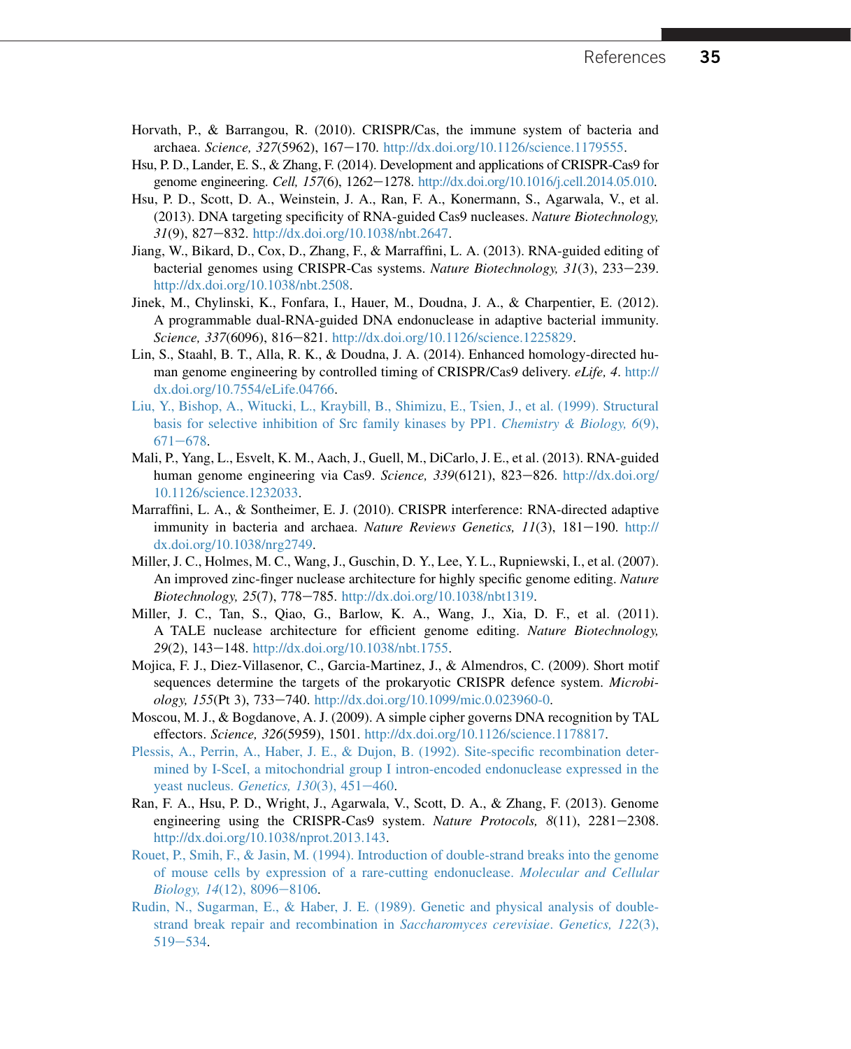Horvath, P., & Barrangou, R. (2010). CRISPR/Cas, the immune system of bacteria and archaea. *Science, 327*(5962), 167−170. http://dx.doi.org/10.1126/science.1179555.

Hsu, P. D., Lander, E. S., & Zhang, F. (2014). Development and applications of CRISPR-Cas9 for genome engineering. *Cell, 157*(6), 1262−1278. http://dx.doi.org/10.1016/j.cell.2014.05.010.

Hsu, P. D., Scott, D. A., Weinstein, J. A., Ran, F. A., Konermann, S., Agarwala, V., et al. (2013). DNA targeting specificity of RNA-guided Cas9 nucleases. *Nature Biotechnology, 31*(9), 827−832. http://dx.doi.org/10.1038/nbt.2647.

Jiang, W., Bikard, D., Cox, D., Zhang, F., & Marraffini, L. A. (2013). RNA-guided editing of bacterial genomes using CRISPR-Cas systems. *Nature Biotechnology, 31*(3), 233−239. http://dx.doi.org/10.1038/nbt.2508.

Jinek, M., Chylinski, K., Fonfara, I., Hauer, M., Doudna, J. A., & Charpentier, E. (2012). A programmable dual-RNA-guided DNA endonuclease in adaptive bacterial immunity. *Science, 337*(6096), 816−821. http://dx.doi.org/10.1126/science.1225829.

Lin, S., Staahl, B. T., Alla, R. K., & Doudna, J. A. (2014). Enhanced homology-directed human genome engineering by controlled timing of CRISPR/Cas9 delivery. *eLife, 4*. http://dx.doi.org/10.7554/eLife.04766.

Liu, Y., Bishop, A., Witucki, L., Kraybill, B., Shimizu, E., Tsien, J., et al. (1999). Structural basis for selective inhibition of Src family kinases by PP1. *Chemistry & Biology, 6*(9), 671−678.

Mali, P., Yang, L., Esvelt, K. M., Aach, J., Guell, M., DiCarlo, J. E., et al. (2013). RNA-guided human genome engineering via Cas9. *Science, 339*(6121), 823−826. http://dx.doi.org/10.1126/science.1232033.

Marraffini, L. A., & Sontheimer, E. J. (2010). CRISPR interference: RNA-directed adaptive immunity in bacteria and archaea. *Nature Reviews Genetics, 11*(3), 181−190. http://dx.doi.org/10.1038/nrg2749.

Miller, J. C., Holmes, M. C., Wang, J., Guschin, D. Y., Lee, Y. L., Rupniewski, I., et al. (2007). An improved zinc-finger nuclease architecture for highly specific genome editing. *Nature Biotechnology, 25*(7), 778−785. http://dx.doi.org/10.1038/nbt1319.

Miller, J. C., Tan, S., Qiao, G., Barlow, K. A., Wang, J., Xia, D. F., et al. (2011). A TALE nuclease architecture for efficient genome editing. *Nature Biotechnology, 29*(2), 143−148. http://dx.doi.org/10.1038/nbt.1755.

Mojica, F. J., Diez-Villasenor, C., Garcia-Martinez, J., & Almendros, C. (2009). Short motif sequences determine the targets of the prokaryotic CRISPR defence system. *Microbiology, 155*(Pt 3), 733−740. http://dx.doi.org/10.1099/mic.0.023960-0.

Moscou, M. J., & Bogdanove, A. J. (2009). A simple cipher governs DNA recognition by TAL effectors. *Science, 326*(5959), 1501. http://dx.doi.org/10.1126/science.1178817.

Plessis, A., Perrin, A., Haber, J. E., & Dujon, B. (1992). Site-specific recombination determined by I-SceI, a mitochondrial group I intron-encoded endonuclease expressed in the yeast nucleus. *Genetics, 130*(3), 451−460.

Ran, F. A., Hsu, P. D., Wright, J., Agarwala, V., Scott, D. A., & Zhang, F. (2013). Genome engineering using the CRISPR-Cas9 system. *Nature Protocols, 8*(11), 2281−2308. http://dx.doi.org/10.1038/nprot.2013.143.

Rouet, P., Smih, F., & Jasin, M. (1994). Introduction of double-strand breaks into the genome of mouse cells by expression of a rare-cutting endonuclease. *Molecular and Cellular Biology, 14*(12), 8096−8106.

Rudin, N., Sugarman, E., & Haber, J. E. (1989). Genetic and physical analysis of double-strand break repair and recombination in *Saccharomyces cerevisiae*. *Genetics, 122*(3), 519−534.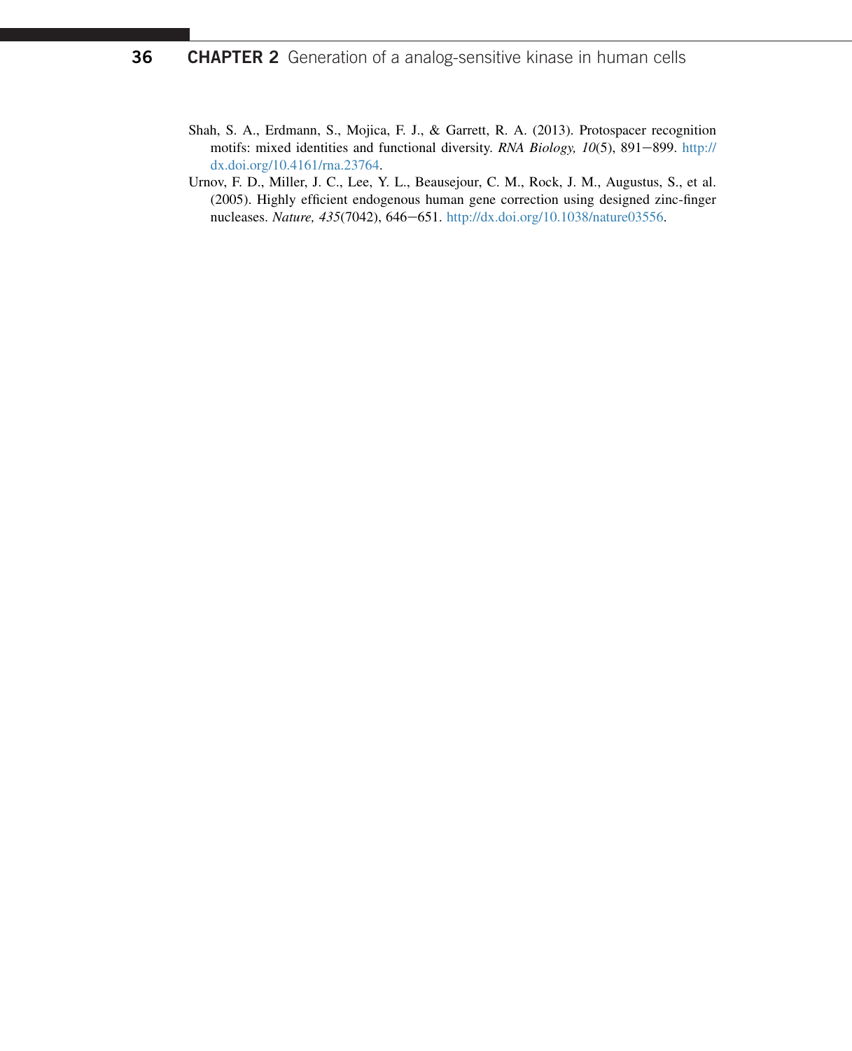Shah, S. A., Erdmann, S., Mojica, F. J., & Garrett, R. A. (2013). Protospacer recognition motifs: mixed identities and functional diversity. *RNA Biology, 10*(5), 891–899. http://dx.doi.org/10.4161/rna.23764.

Urnov, F. D., Miller, J. C., Lee, Y. L., Beausejour, C. M., Rock, J. M., Augustus, S., et al. (2005). Highly efficient endogenous human gene correction using designed zinc-finger nucleases. *Nature, 435*(7042), 646–651. http://dx.doi.org/10.1038/nature03556.